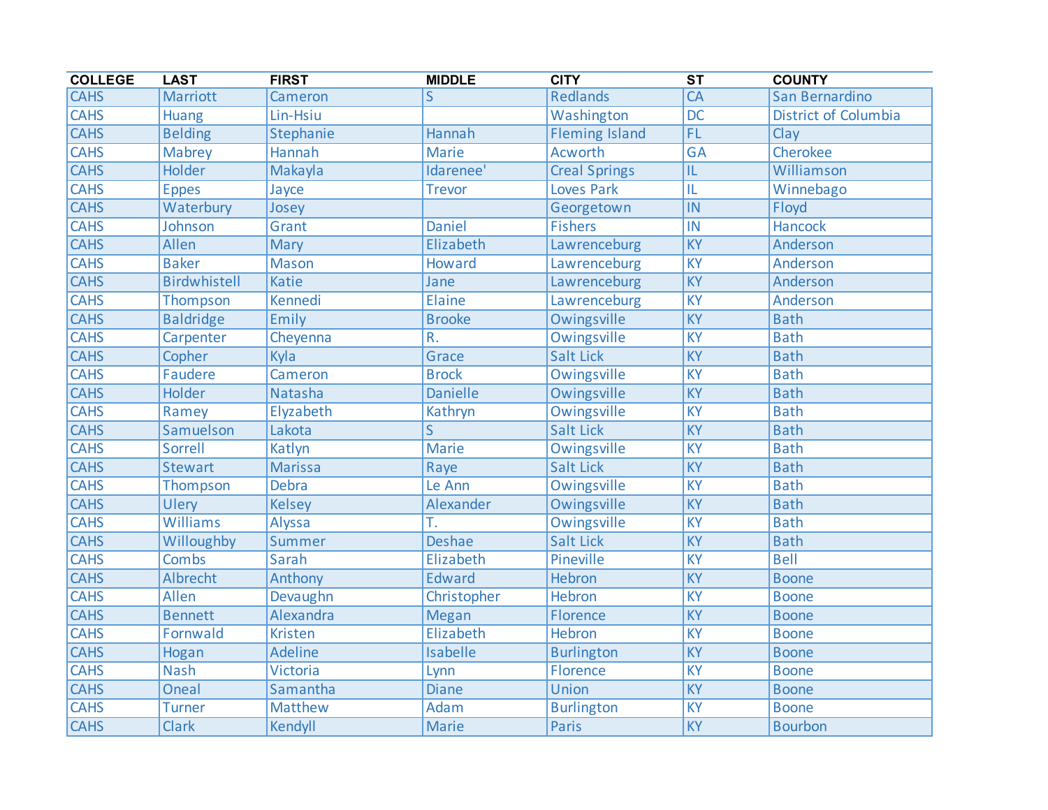| COLLEGE | LAST | FIRST | MIDDLE | CITY | ST | COUNTY |
| --- | --- | --- | --- | --- | --- | --- |
| CAHS | Marriott | Cameron | S | Redlands | CA | San Bernardino |
| CAHS | Huang | Lin-Hsiu | | Washington | DC | District of Columbia |
| CAHS | Belding | Stephanie | Hannah | Fleming Island | FL | Clay |
| CAHS | Mabrey | Hannah | Marie | Acworth | GA | Cherokee |
| CAHS | Holder | Makayla | Idarenee' | Creal Springs | IL | Williamson |
| CAHS | Eppes | Jayce | Trevor | Loves Park | IL | Winnebago |
| CAHS | Waterbury | Josey | | Georgetown | IN | Floyd |
| CAHS | Johnson | Grant | Daniel | Fishers | IN | Hancock |
| CAHS | Allen | Mary | Elizabeth | Lawrenceburg | KY | Anderson |
| CAHS | Baker | Mason | Howard | Lawrenceburg | KY | Anderson |
| CAHS | Birdwhistell | Katie | Jane | Lawrenceburg | KY | Anderson |
| CAHS | Thompson | Kennedi | Elaine | Lawrenceburg | KY | Anderson |
| CAHS | Baldridge | Emily | Brooke | Owingsville | KY | Bath |
| CAHS | Carpenter | Cheyenna | R. | Owingsville | KY | Bath |
| CAHS | Copher | Kyla | Grace | Salt Lick | KY | Bath |
| CAHS | Faudere | Cameron | Brock | Owingsville | KY | Bath |
| CAHS | Holder | Natasha | Danielle | Owingsville | KY | Bath |
| CAHS | Ramey | Elyzabeth | Kathryn | Owingsville | KY | Bath |
| CAHS | Samuelson | Lakota | S | Salt Lick | KY | Bath |
| CAHS | Sorrell | Katlyn | Marie | Owingsville | KY | Bath |
| CAHS | Stewart | Marissa | Raye | Salt Lick | KY | Bath |
| CAHS | Thompson | Debra | Le Ann | Owingsville | KY | Bath |
| CAHS | Ulery | Kelsey | Alexander | Owingsville | KY | Bath |
| CAHS | Williams | Alyssa | T. | Owingsville | KY | Bath |
| CAHS | Willoughby | Summer | Deshae | Salt Lick | KY | Bath |
| CAHS | Combs | Sarah | Elizabeth | Pineville | KY | Bell |
| CAHS | Albrecht | Anthony | Edward | Hebron | KY | Boone |
| CAHS | Allen | Devaughn | Christopher | Hebron | KY | Boone |
| CAHS | Bennett | Alexandra | Megan | Florence | KY | Boone |
| CAHS | Fornwald | Kristen | Elizabeth | Hebron | KY | Boone |
| CAHS | Hogan | Adeline | Isabelle | Burlington | KY | Boone |
| CAHS | Nash | Victoria | Lynn | Florence | KY | Boone |
| CAHS | Oneal | Samantha | Diane | Union | KY | Boone |
| CAHS | Turner | Matthew | Adam | Burlington | KY | Boone |
| CAHS | Clark | Kendyll | Marie | Paris | KY | Bourbon |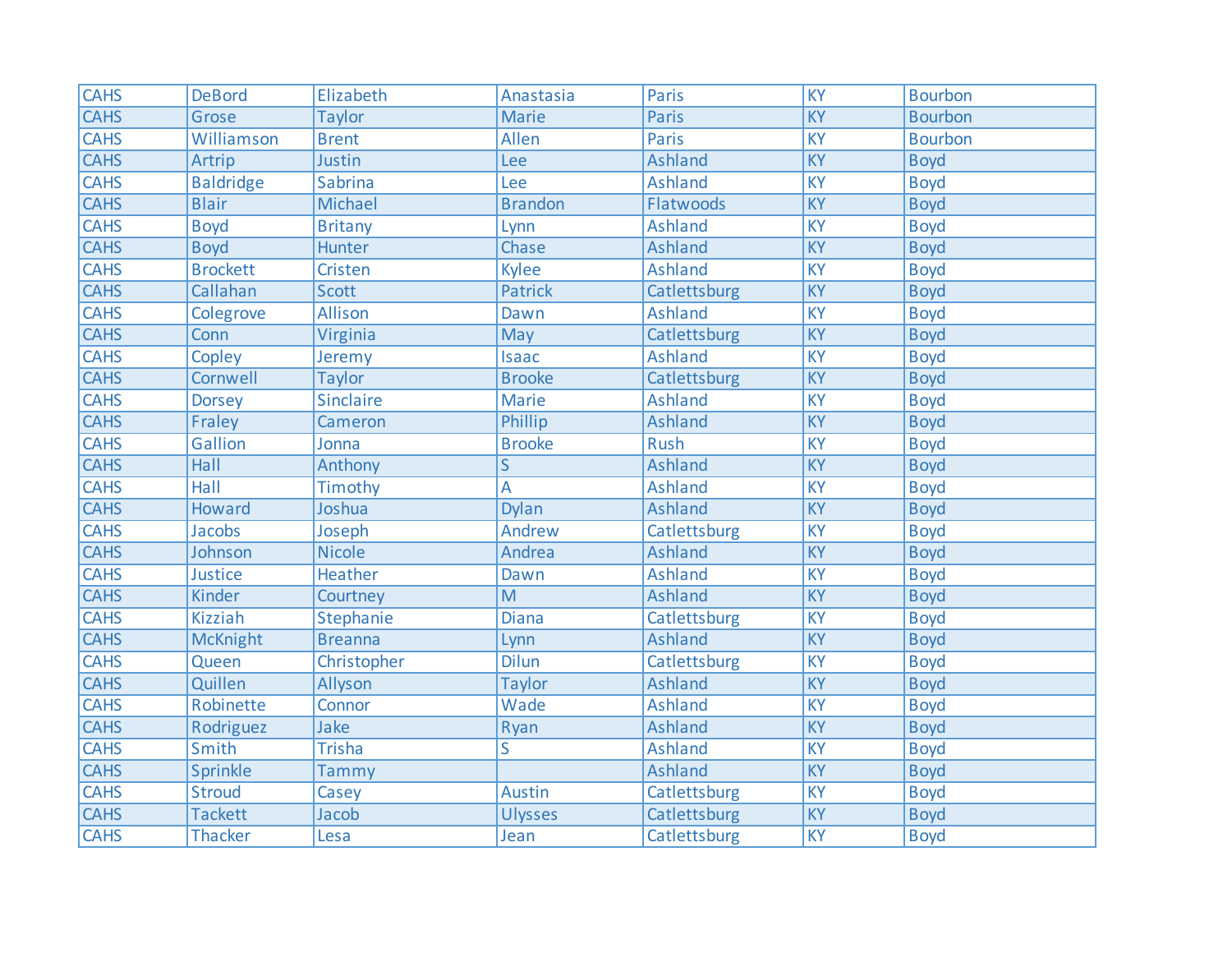| | | | | | | |
|---|---|---|---|---|---|---|
| CAHS | DeBord | Elizabeth | Anastasia | Paris | KY | Bourbon |
| CAHS | Grose | Taylor | Marie | Paris | KY | Bourbon |
| CAHS | Williamson | Brent | Allen | Paris | KY | Bourbon |
| CAHS | Artrip | Justin | Lee | Ashland | KY | Boyd |
| CAHS | Baldridge | Sabrina | Lee | Ashland | KY | Boyd |
| CAHS | Blair | Michael | Brandon | Flatwoods | KY | Boyd |
| CAHS | Boyd | Britany | Lynn | Ashland | KY | Boyd |
| CAHS | Boyd | Hunter | Chase | Ashland | KY | Boyd |
| CAHS | Brockett | Cristen | Kylee | Ashland | KY | Boyd |
| CAHS | Callahan | Scott | Patrick | Catlettsburg | KY | Boyd |
| CAHS | Colegrove | Allison | Dawn | Ashland | KY | Boyd |
| CAHS | Conn | Virginia | May | Catlettsburg | KY | Boyd |
| CAHS | Copley | Jeremy | Isaac | Ashland | KY | Boyd |
| CAHS | Cornwell | Taylor | Brooke | Catlettsburg | KY | Boyd |
| CAHS | Dorsey | Sinclaire | Marie | Ashland | KY | Boyd |
| CAHS | Fraley | Cameron | Phillip | Ashland | KY | Boyd |
| CAHS | Gallion | Jonna | Brooke | Rush | KY | Boyd |
| CAHS | Hall | Anthony | S | Ashland | KY | Boyd |
| CAHS | Hall | Timothy | A | Ashland | KY | Boyd |
| CAHS | Howard | Joshua | Dylan | Ashland | KY | Boyd |
| CAHS | Jacobs | Joseph | Andrew | Catlettsburg | KY | Boyd |
| CAHS | Johnson | Nicole | Andrea | Ashland | KY | Boyd |
| CAHS | Justice | Heather | Dawn | Ashland | KY | Boyd |
| CAHS | Kinder | Courtney | M | Ashland | KY | Boyd |
| CAHS | Kizziah | Stephanie | Diana | Catlettsburg | KY | Boyd |
| CAHS | McKnight | Breanna | Lynn | Ashland | KY | Boyd |
| CAHS | Queen | Christopher | Dilun | Catlettsburg | KY | Boyd |
| CAHS | Quillen | Allyson | Taylor | Ashland | KY | Boyd |
| CAHS | Robinette | Connor | Wade | Ashland | KY | Boyd |
| CAHS | Rodriguez | Jake | Ryan | Ashland | KY | Boyd |
| CAHS | Smith | Trisha | S | Ashland | KY | Boyd |
| CAHS | Sprinkle | Tammy | | Ashland | KY | Boyd |
| CAHS | Stroud | Casey | Austin | Catlettsburg | KY | Boyd |
| CAHS | Tackett | Jacob | Ulysses | Catlettsburg | KY | Boyd |
| CAHS | Thacker | Lesa | Jean | Catlettsburg | KY | Boyd |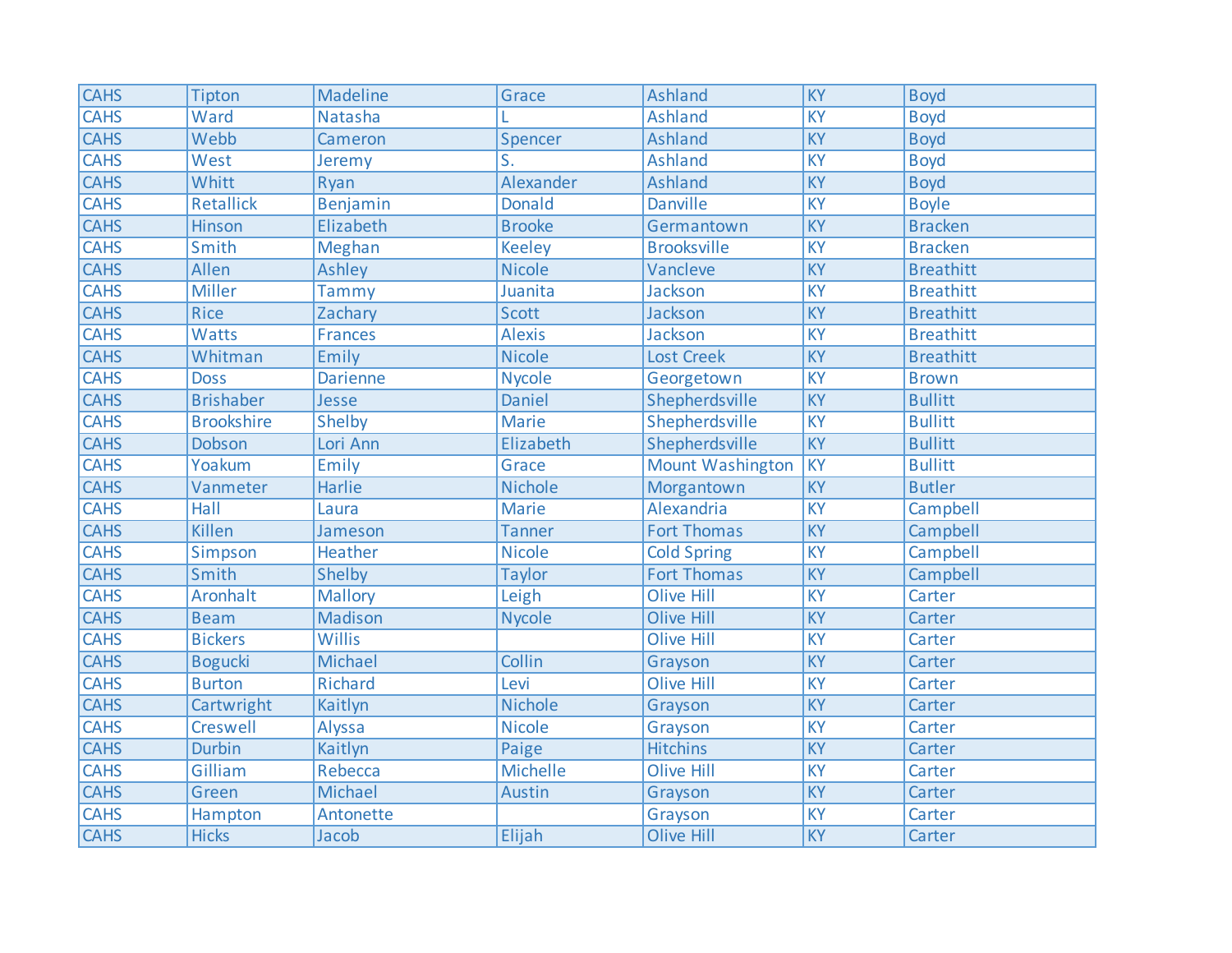| CAHS | Tipton | Madeline | Grace | Ashland | KY | Boyd |
|---|---|---|---|---|---|---|
| CAHS | Ward | Natasha | L | Ashland | KY | Boyd |
| CAHS | Webb | Cameron | Spencer | Ashland | KY | Boyd |
| CAHS | West | Jeremy | S. | Ashland | KY | Boyd |
| CAHS | Whitt | Ryan | Alexander | Ashland | KY | Boyd |
| CAHS | Retallick | Benjamin | Donald | Danville | KY | Boyle |
| CAHS | Hinson | Elizabeth | Brooke | Germantown | KY | Bracken |
| CAHS | Smith | Meghan | Keeley | Brooksville | KY | Bracken |
| CAHS | Allen | Ashley | Nicole | Vancleve | KY | Breathitt |
| CAHS | Miller | Tammy | Juanita | Jackson | KY | Breathitt |
| CAHS | Rice | Zachary | Scott | Jackson | KY | Breathitt |
| CAHS | Watts | Frances | Alexis | Jackson | KY | Breathitt |
| CAHS | Whitman | Emily | Nicole | Lost Creek | KY | Breathitt |
| CAHS | Doss | Darienne | Nycole | Georgetown | KY | Brown |
| CAHS | Brishaber | Jesse | Daniel | Shepherdsville | KY | Bullitt |
| CAHS | Brookshire | Shelby | Marie | Shepherdsville | KY | Bullitt |
| CAHS | Dobson | Lori Ann | Elizabeth | Shepherdsville | KY | Bullitt |
| CAHS | Yoakum | Emily | Grace | Mount Washington | KY | Bullitt |
| CAHS | Vanmeter | Harlie | Nichole | Morgantown | KY | Butler |
| CAHS | Hall | Laura | Marie | Alexandria | KY | Campbell |
| CAHS | Killen | Jameson | Tanner | Fort Thomas | KY | Campbell |
| CAHS | Simpson | Heather | Nicole | Cold Spring | KY | Campbell |
| CAHS | Smith | Shelby | Taylor | Fort Thomas | KY | Campbell |
| CAHS | Aronhalt | Mallory | Leigh | Olive Hill | KY | Carter |
| CAHS | Beam | Madison | Nycole | Olive Hill | KY | Carter |
| CAHS | Bickers | Willis | | Olive Hill | KY | Carter |
| CAHS | Bogucki | Michael | Collin | Grayson | KY | Carter |
| CAHS | Burton | Richard | Levi | Olive Hill | KY | Carter |
| CAHS | Cartwright | Kaitlyn | Nichole | Grayson | KY | Carter |
| CAHS | Creswell | Alyssa | Nicole | Grayson | KY | Carter |
| CAHS | Durbin | Kaitlyn | Paige | Hitchins | KY | Carter |
| CAHS | Gilliam | Rebecca | Michelle | Olive Hill | KY | Carter |
| CAHS | Green | Michael | Austin | Grayson | KY | Carter |
| CAHS | Hampton | Antonette | | Grayson | KY | Carter |
| CAHS | Hicks | Jacob | Elijah | Olive Hill | KY | Carter |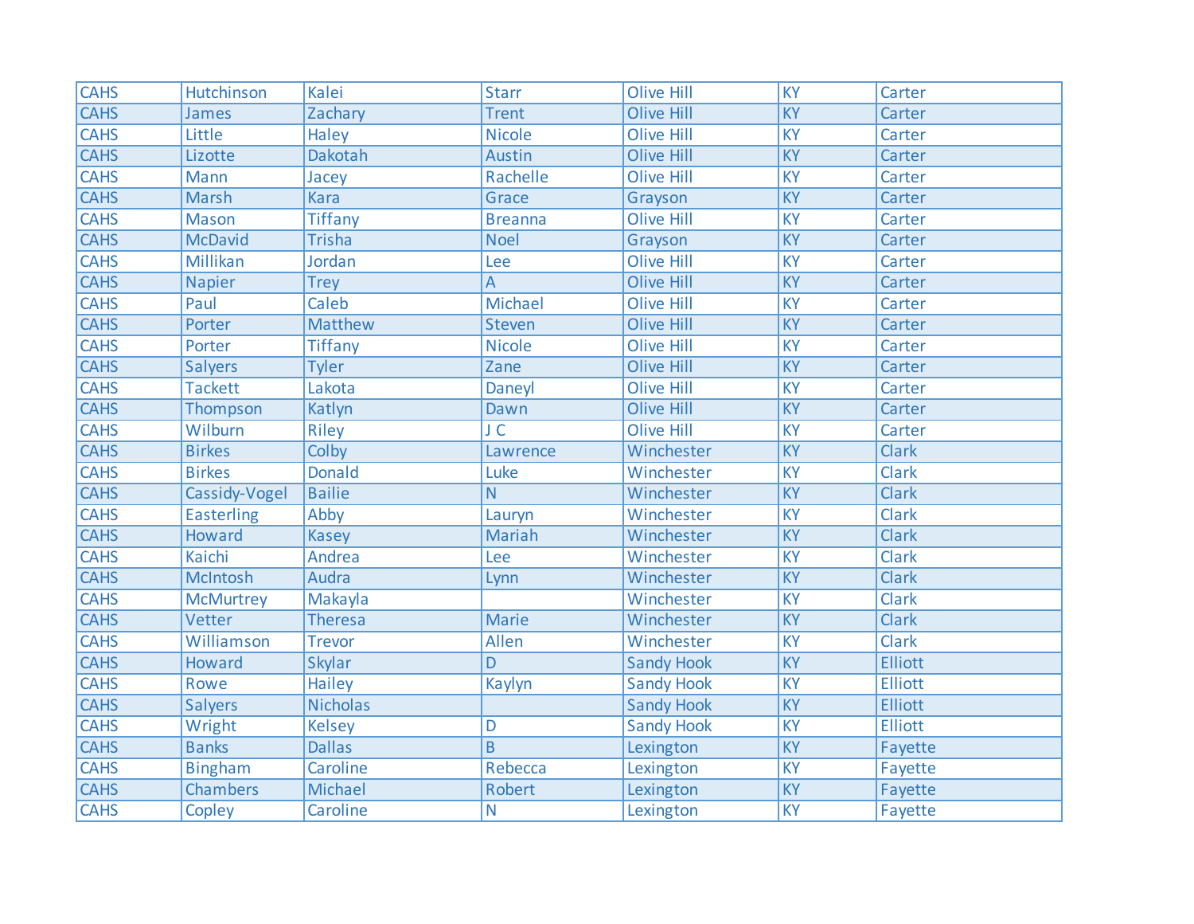| CAHS | Hutchinson | Kalei | Starr | Olive Hill | KY | Carter |
|---|---|---|---|---|---|---|
| CAHS | James | Zachary | Trent | Olive Hill | KY | Carter |
| CAHS | Little | Haley | Nicole | Olive Hill | KY | Carter |
| CAHS | Lizotte | Dakotah | Austin | Olive Hill | KY | Carter |
| CAHS | Mann | Jacey | Rachelle | Olive Hill | KY | Carter |
| CAHS | Marsh | Kara | Grace | Grayson | KY | Carter |
| CAHS | Mason | Tiffany | Breanna | Olive Hill | KY | Carter |
| CAHS | McDavid | Trisha | Noel | Grayson | KY | Carter |
| CAHS | Millikan | Jordan | Lee | Olive Hill | KY | Carter |
| CAHS | Napier | Trey | A | Olive Hill | KY | Carter |
| CAHS | Paul | Caleb | Michael | Olive Hill | KY | Carter |
| CAHS | Porter | Matthew | Steven | Olive Hill | KY | Carter |
| CAHS | Porter | Tiffany | Nicole | Olive Hill | KY | Carter |
| CAHS | Salyers | Tyler | Zane | Olive Hill | KY | Carter |
| CAHS | Tackett | Lakota | Daneyl | Olive Hill | KY | Carter |
| CAHS | Thompson | Katlyn | Dawn | Olive Hill | KY | Carter |
| CAHS | Wilburn | Riley | J C | Olive Hill | KY | Carter |
| CAHS | Birkes | Colby | Lawrence | Winchester | KY | Clark |
| CAHS | Birkes | Donald | Luke | Winchester | KY | Clark |
| CAHS | Cassidy-Vogel | Bailie | N | Winchester | KY | Clark |
| CAHS | Easterling | Abby | Lauryn | Winchester | KY | Clark |
| CAHS | Howard | Kasey | Mariah | Winchester | KY | Clark |
| CAHS | Kaichi | Andrea | Lee | Winchester | KY | Clark |
| CAHS | McIntosh | Audra | Lynn | Winchester | KY | Clark |
| CAHS | McMurtrey | Makayla | | Winchester | KY | Clark |
| CAHS | Vetter | Theresa | Marie | Winchester | KY | Clark |
| CAHS | Williamson | Trevor | Allen | Winchester | KY | Clark |
| CAHS | Howard | Skylar | D | Sandy Hook | KY | Elliott |
| CAHS | Rowe | Hailey | Kaylyn | Sandy Hook | KY | Elliott |
| CAHS | Salyers | Nicholas | | Sandy Hook | KY | Elliott |
| CAHS | Wright | Kelsey | D | Sandy Hook | KY | Elliott |
| CAHS | Banks | Dallas | B | Lexington | KY | Fayette |
| CAHS | Bingham | Caroline | Rebecca | Lexington | KY | Fayette |
| CAHS | Chambers | Michael | Robert | Lexington | KY | Fayette |
| CAHS | Copley | Caroline | N | Lexington | KY | Fayette |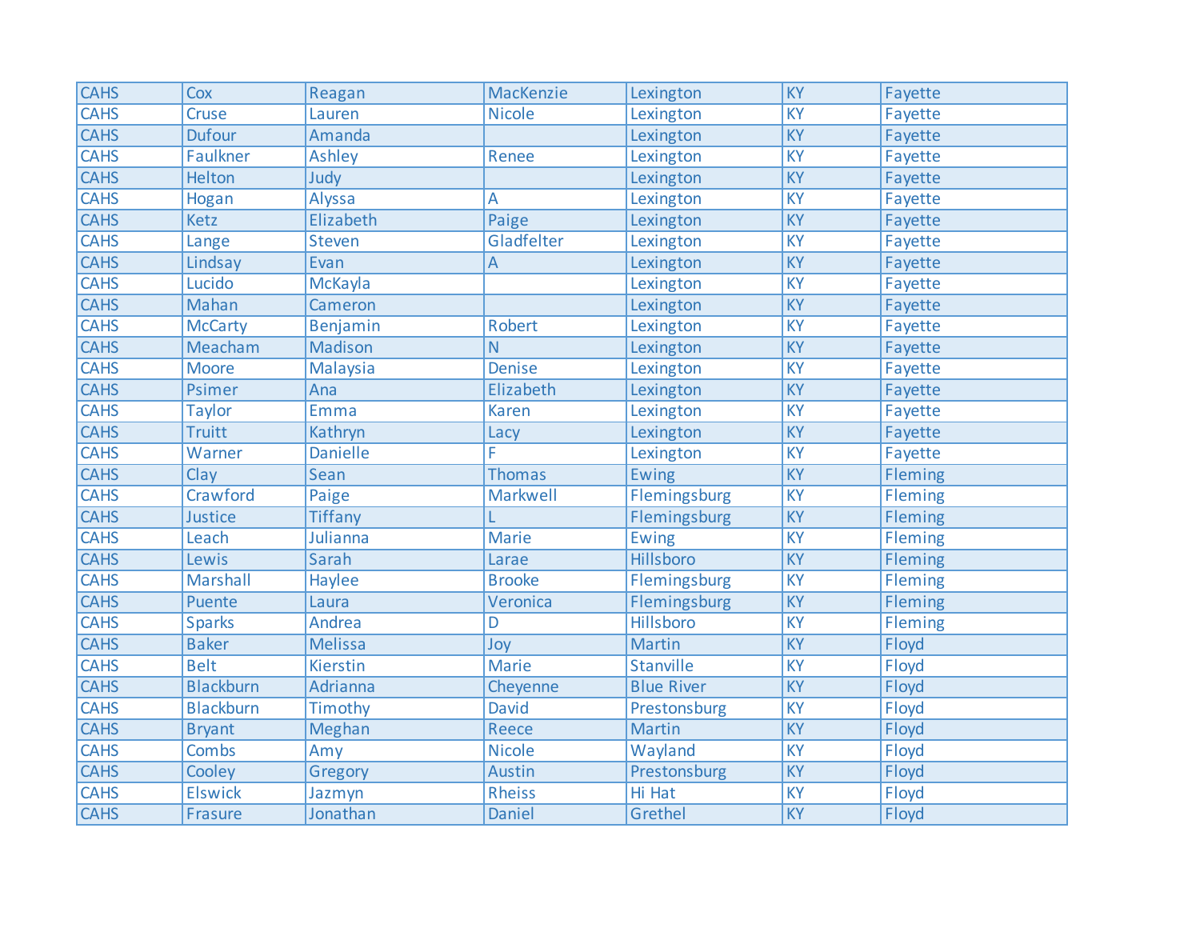| CAHS | Cox | Reagan | MacKenzie | Lexington | KY | Fayette |
|---|---|---|---|---|---|---|
| CAHS | Cruse | Lauren | Nicole | Lexington | KY | Fayette |
| CAHS | Dufour | Amanda | | Lexington | KY | Fayette |
| CAHS | Faulkner | Ashley | Renee | Lexington | KY | Fayette |
| CAHS | Helton | Judy | | Lexington | KY | Fayette |
| CAHS | Hogan | Alyssa | A | Lexington | KY | Fayette |
| CAHS | Ketz | Elizabeth | Paige | Lexington | KY | Fayette |
| CAHS | Lange | Steven | Gladfelter | Lexington | KY | Fayette |
| CAHS | Lindsay | Evan | A | Lexington | KY | Fayette |
| CAHS | Lucido | McKayla | | Lexington | KY | Fayette |
| CAHS | Mahan | Cameron | | Lexington | KY | Fayette |
| CAHS | McCarty | Benjamin | Robert | Lexington | KY | Fayette |
| CAHS | Meacham | Madison | N | Lexington | KY | Fayette |
| CAHS | Moore | Malaysia | Denise | Lexington | KY | Fayette |
| CAHS | Psimer | Ana | Elizabeth | Lexington | KY | Fayette |
| CAHS | Taylor | Emma | Karen | Lexington | KY | Fayette |
| CAHS | Truitt | Kathryn | Lacy | Lexington | KY | Fayette |
| CAHS | Warner | Danielle | F | Lexington | KY | Fayette |
| CAHS | Clay | Sean | Thomas | Ewing | KY | Fleming |
| CAHS | Crawford | Paige | Markwell | Flemingsburg | KY | Fleming |
| CAHS | Justice | Tiffany | L | Flemingsburg | KY | Fleming |
| CAHS | Leach | Julianna | Marie | Ewing | KY | Fleming |
| CAHS | Lewis | Sarah | Larae | Hillsboro | KY | Fleming |
| CAHS | Marshall | Haylee | Brooke | Flemingsburg | KY | Fleming |
| CAHS | Puente | Laura | Veronica | Flemingsburg | KY | Fleming |
| CAHS | Sparks | Andrea | D | Hillsboro | KY | Fleming |
| CAHS | Baker | Melissa | Joy | Martin | KY | Floyd |
| CAHS | Belt | Kierstin | Marie | Stanville | KY | Floyd |
| CAHS | Blackburn | Adrianna | Cheyenne | Blue River | KY | Floyd |
| CAHS | Blackburn | Timothy | David | Prestonsburg | KY | Floyd |
| CAHS | Bryant | Meghan | Reece | Martin | KY | Floyd |
| CAHS | Combs | Amy | Nicole | Wayland | KY | Floyd |
| CAHS | Cooley | Gregory | Austin | Prestonsburg | KY | Floyd |
| CAHS | Elswick | Jazmyn | Rheiss | Hi Hat | KY | Floyd |
| CAHS | Frasure | Jonathan | Daniel | Grethel | KY | Floyd |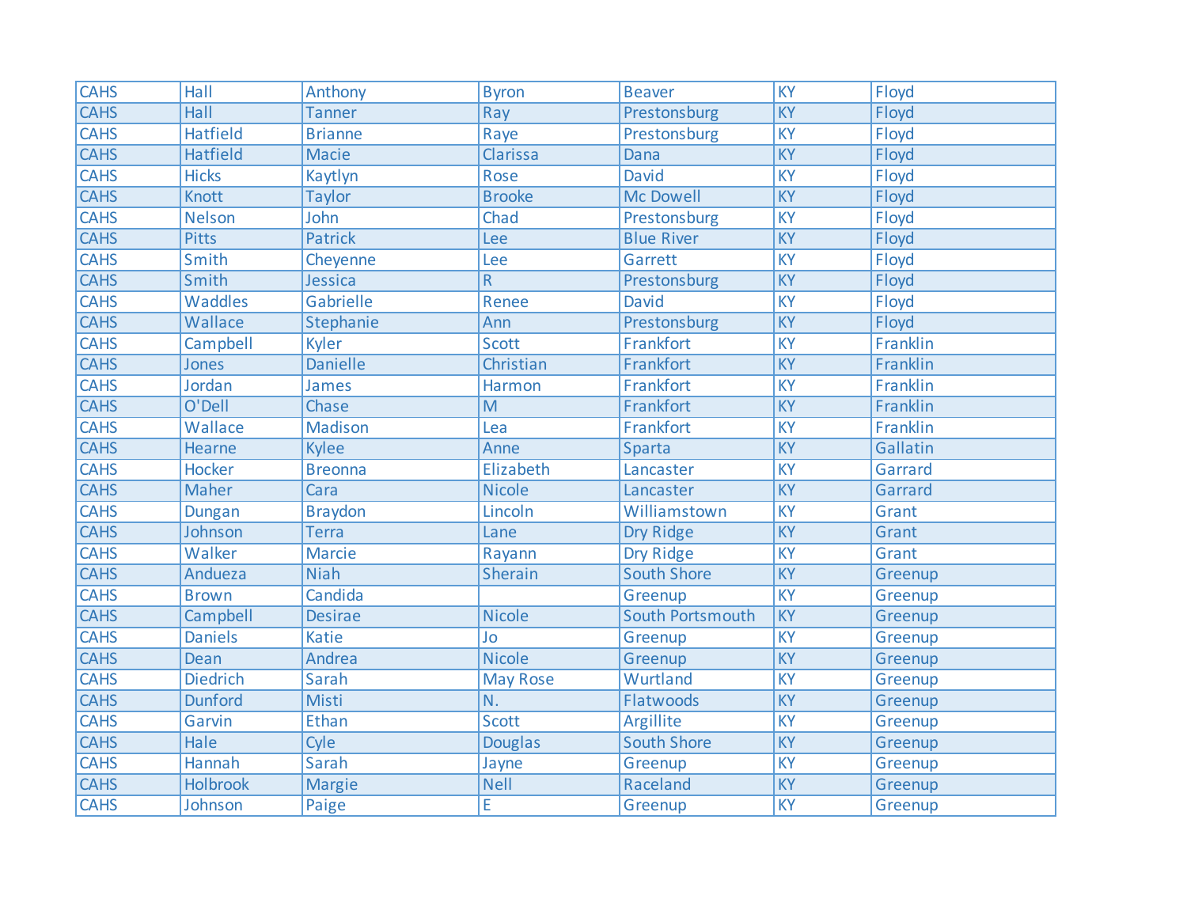| CAHS | Hall | Anthony | Byron | Beaver | KY | Floyd |
|---|---|---|---|---|---|---|
| CAHS | Hall | Tanner | Ray | Prestonsburg | KY | Floyd |
| CAHS | Hatfield | Brianne | Raye | Prestonsburg | KY | Floyd |
| CAHS | Hatfield | Macie | Clarissa | Dana | KY | Floyd |
| CAHS | Hicks | Kaytlyn | Rose | David | KY | Floyd |
| CAHS | Knott | Taylor | Brooke | Mc Dowell | KY | Floyd |
| CAHS | Nelson | John | Chad | Prestonsburg | KY | Floyd |
| CAHS | Pitts | Patrick | Lee | Blue River | KY | Floyd |
| CAHS | Smith | Cheyenne | Lee | Garrett | KY | Floyd |
| CAHS | Smith | Jessica | R | Prestonsburg | KY | Floyd |
| CAHS | Waddles | Gabrielle | Renee | David | KY | Floyd |
| CAHS | Wallace | Stephanie | Ann | Prestonsburg | KY | Floyd |
| CAHS | Campbell | Kyler | Scott | Frankfort | KY | Franklin |
| CAHS | Jones | Danielle | Christian | Frankfort | KY | Franklin |
| CAHS | Jordan | James | Harmon | Frankfort | KY | Franklin |
| CAHS | O'Dell | Chase | M | Frankfort | KY | Franklin |
| CAHS | Wallace | Madison | Lea | Frankfort | KY | Franklin |
| CAHS | Hearne | Kylee | Anne | Sparta | KY | Gallatin |
| CAHS | Hocker | Breonna | Elizabeth | Lancaster | KY | Garrard |
| CAHS | Maher | Cara | Nicole | Lancaster | KY | Garrard |
| CAHS | Dungan | Braydon | Lincoln | Williamstown | KY | Grant |
| CAHS | Johnson | Terra | Lane | Dry Ridge | KY | Grant |
| CAHS | Walker | Marcie | Rayann | Dry Ridge | KY | Grant |
| CAHS | Andueza | Niah | Sherain | South Shore | KY | Greenup |
| CAHS | Brown | Candida | | Greenup | KY | Greenup |
| CAHS | Campbell | Desirae | Nicole | South Portsmouth | KY | Greenup |
| CAHS | Daniels | Katie | Jo | Greenup | KY | Greenup |
| CAHS | Dean | Andrea | Nicole | Greenup | KY | Greenup |
| CAHS | Diedrich | Sarah | May Rose | Wurtland | KY | Greenup |
| CAHS | Dunford | Misti | N. | Flatwoods | KY | Greenup |
| CAHS | Garvin | Ethan | Scott | Argillite | KY | Greenup |
| CAHS | Hale | Cyle | Douglas | South Shore | KY | Greenup |
| CAHS | Hannah | Sarah | Jayne | Greenup | KY | Greenup |
| CAHS | Holbrook | Margie | Nell | Raceland | KY | Greenup |
| CAHS | Johnson | Paige | E | Greenup | KY | Greenup |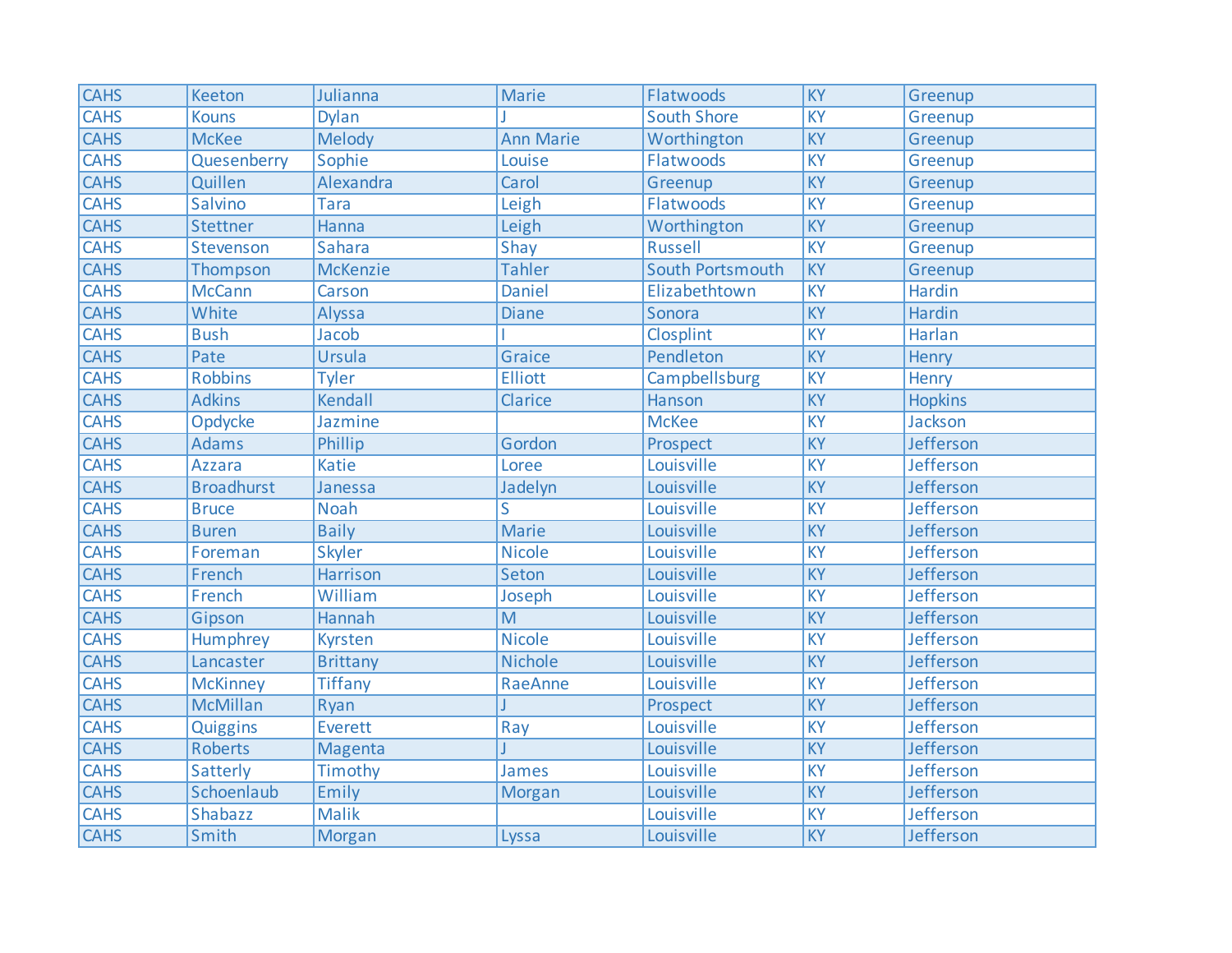| CAHS | Keeton | Julianna | Marie | Flatwoods | KY | Greenup |
|---|---|---|---|---|---|---|
| CAHS | Kouns | Dylan | J | South Shore | KY | Greenup |
| CAHS | McKee | Melody | Ann Marie | Worthington | KY | Greenup |
| CAHS | Quesenberry | Sophie | Louise | Flatwoods | KY | Greenup |
| CAHS | Quillen | Alexandra | Carol | Greenup | KY | Greenup |
| CAHS | Salvino | Tara | Leigh | Flatwoods | KY | Greenup |
| CAHS | Stettner | Hanna | Leigh | Worthington | KY | Greenup |
| CAHS | Stevenson | Sahara | Shay | Russell | KY | Greenup |
| CAHS | Thompson | McKenzie | Tahler | South Portsmouth | KY | Greenup |
| CAHS | McCann | Carson | Daniel | Elizabethtown | KY | Hardin |
| CAHS | White | Alyssa | Diane | Sonora | KY | Hardin |
| CAHS | Bush | Jacob | I | Closplint | KY | Harlan |
| CAHS | Pate | Ursula | Graice | Pendleton | KY | Henry |
| CAHS | Robbins | Tyler | Elliott | Campbellsburg | KY | Henry |
| CAHS | Adkins | Kendall | Clarice | Hanson | KY | Hopkins |
| CAHS | Opdycke | Jazmine | | McKee | KY | Jackson |
| CAHS | Adams | Phillip | Gordon | Prospect | KY | Jefferson |
| CAHS | Azzara | Katie | Loree | Louisville | KY | Jefferson |
| CAHS | Broadhurst | Janessa | Jadelyn | Louisville | KY | Jefferson |
| CAHS | Bruce | Noah | S | Louisville | KY | Jefferson |
| CAHS | Buren | Baily | Marie | Louisville | KY | Jefferson |
| CAHS | Foreman | Skyler | Nicole | Louisville | KY | Jefferson |
| CAHS | French | Harrison | Seton | Louisville | KY | Jefferson |
| CAHS | French | William | Joseph | Louisville | KY | Jefferson |
| CAHS | Gipson | Hannah | M | Louisville | KY | Jefferson |
| CAHS | Humphrey | Kyrsten | Nicole | Louisville | KY | Jefferson |
| CAHS | Lancaster | Brittany | Nichole | Louisville | KY | Jefferson |
| CAHS | McKinney | Tiffany | RaeAnne | Louisville | KY | Jefferson |
| CAHS | McMillan | Ryan | J | Prospect | KY | Jefferson |
| CAHS | Quiggins | Everett | Ray | Louisville | KY | Jefferson |
| CAHS | Roberts | Magenta | J | Louisville | KY | Jefferson |
| CAHS | Satterly | Timothy | James | Louisville | KY | Jefferson |
| CAHS | Schoenlaub | Emily | Morgan | Louisville | KY | Jefferson |
| CAHS | Shabazz | Malik | | Louisville | KY | Jefferson |
| CAHS | Smith | Morgan | Lyssa | Louisville | KY | Jefferson |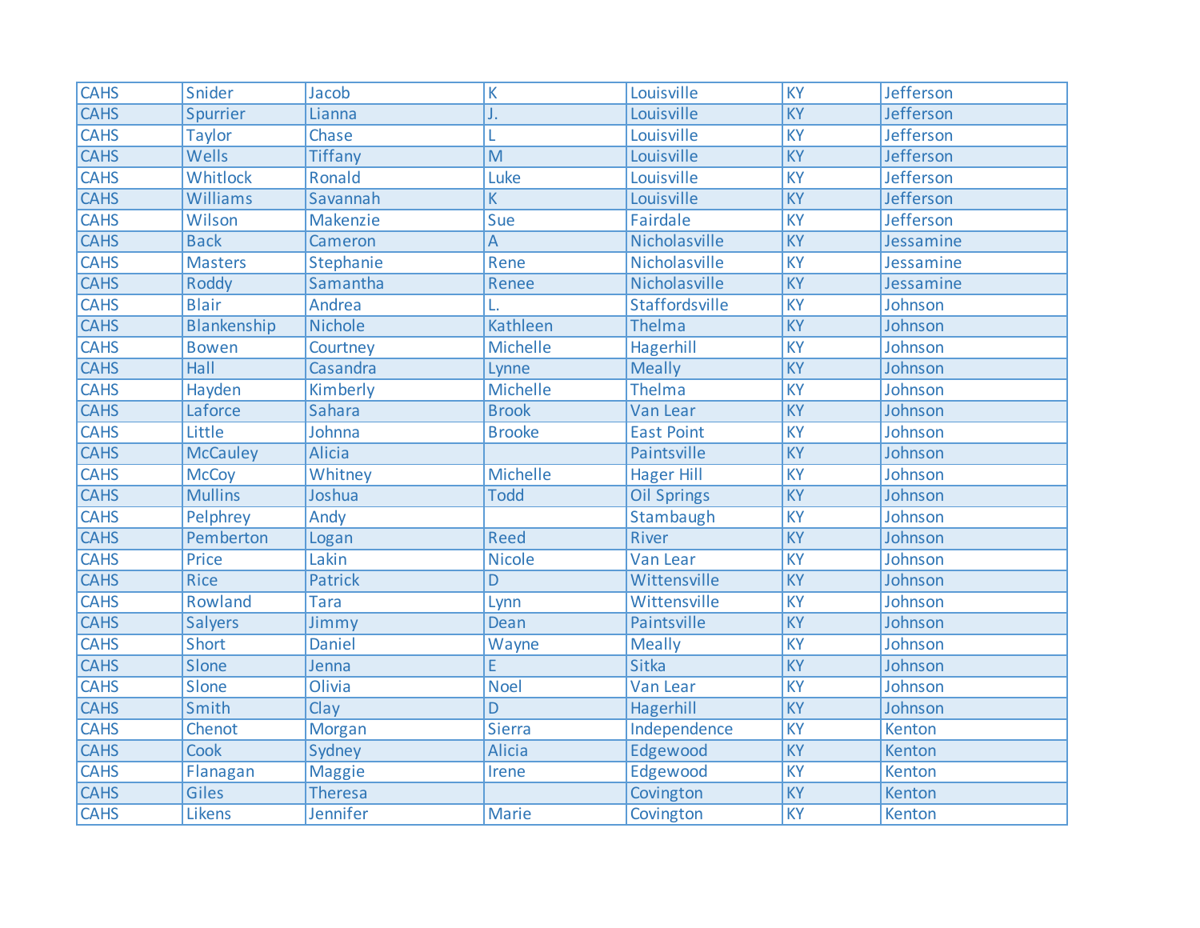| CAHS | Snider | Jacob | K | Louisville | KY | Jefferson |
|---|---|---|---|---|---|---|
| CAHS | Spurrier | Lianna | J. | Louisville | KY | Jefferson |
| CAHS | Taylor | Chase | L | Louisville | KY | Jefferson |
| CAHS | Wells | Tiffany | M | Louisville | KY | Jefferson |
| CAHS | Whitlock | Ronald | Luke | Louisville | KY | Jefferson |
| CAHS | Williams | Savannah | K | Louisville | KY | Jefferson |
| CAHS | Wilson | Makenzie | Sue | Fairdale | KY | Jefferson |
| CAHS | Back | Cameron | A | Nicholasville | KY | Jessamine |
| CAHS | Masters | Stephanie | Rene | Nicholasville | KY | Jessamine |
| CAHS | Roddy | Samantha | Renee | Nicholasville | KY | Jessamine |
| CAHS | Blair | Andrea | L. | Staffordsville | KY | Johnson |
| CAHS | Blankenship | Nichole | Kathleen | Thelma | KY | Johnson |
| CAHS | Bowen | Courtney | Michelle | Hagerhill | KY | Johnson |
| CAHS | Hall | Casandra | Lynne | Meally | KY | Johnson |
| CAHS | Hayden | Kimberly | Michelle | Thelma | KY | Johnson |
| CAHS | Laforce | Sahara | Brook | Van Lear | KY | Johnson |
| CAHS | Little | Johnna | Brooke | East Point | KY | Johnson |
| CAHS | McCauley | Alicia | | Paintsville | KY | Johnson |
| CAHS | McCoy | Whitney | Michelle | Hager Hill | KY | Johnson |
| CAHS | Mullins | Joshua | Todd | Oil Springs | KY | Johnson |
| CAHS | Pelphrey | Andy | | Stambaugh | KY | Johnson |
| CAHS | Pemberton | Logan | Reed | River | KY | Johnson |
| CAHS | Price | Lakin | Nicole | Van Lear | KY | Johnson |
| CAHS | Rice | Patrick | D | Wittensville | KY | Johnson |
| CAHS | Rowland | Tara | Lynn | Wittensville | KY | Johnson |
| CAHS | Salyers | Jimmy | Dean | Paintsville | KY | Johnson |
| CAHS | Short | Daniel | Wayne | Meally | KY | Johnson |
| CAHS | Slone | Jenna | E | Sitka | KY | Johnson |
| CAHS | Slone | Olivia | Noel | Van Lear | KY | Johnson |
| CAHS | Smith | Clay | D | Hagerhill | KY | Johnson |
| CAHS | Chenot | Morgan | Sierra | Independence | KY | Kenton |
| CAHS | Cook | Sydney | Alicia | Edgewood | KY | Kenton |
| CAHS | Flanagan | Maggie | Irene | Edgewood | KY | Kenton |
| CAHS | Giles | Theresa | | Covington | KY | Kenton |
| CAHS | Likens | Jennifer | Marie | Covington | KY | Kenton |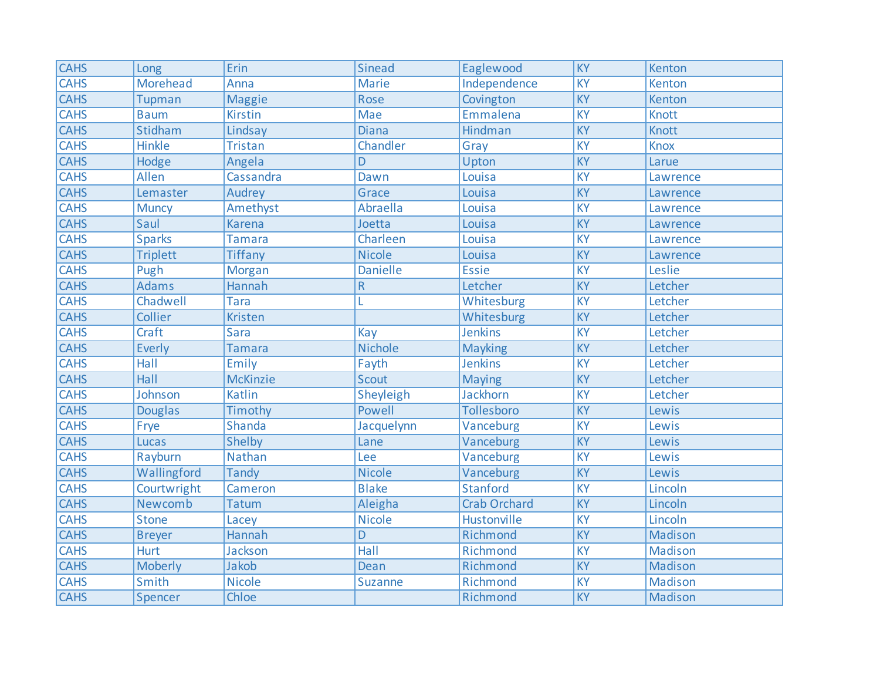| CAHS | Long | Erin | Sinead | Eaglewood | KY | Kenton |
|---|---|---|---|---|---|---|
| CAHS | Morehead | Anna | Marie | Independence | KY | Kenton |
| CAHS | Tupman | Maggie | Rose | Covington | KY | Kenton |
| CAHS | Baum | Kirstin | Mae | Emmalena | KY | Knott |
| CAHS | Stidham | Lindsay | Diana | Hindman | KY | Knott |
| CAHS | Hinkle | Tristan | Chandler | Gray | KY | Knox |
| CAHS | Hodge | Angela | D | Upton | KY | Larue |
| CAHS | Allen | Cassandra | Dawn | Louisa | KY | Lawrence |
| CAHS | Lemaster | Audrey | Grace | Louisa | KY | Lawrence |
| CAHS | Muncy | Amethyst | Abraella | Louisa | KY | Lawrence |
| CAHS | Saul | Karena | Joetta | Louisa | KY | Lawrence |
| CAHS | Sparks | Tamara | Charleen | Louisa | KY | Lawrence |
| CAHS | Triplett | Tiffany | Nicole | Louisa | KY | Lawrence |
| CAHS | Pugh | Morgan | Danielle | Essie | KY | Leslie |
| CAHS | Adams | Hannah | R | Letcher | KY | Letcher |
| CAHS | Chadwell | Tara | L | Whitesburg | KY | Letcher |
| CAHS | Collier | Kristen | | Whitesburg | KY | Letcher |
| CAHS | Craft | Sara | Kay | Jenkins | KY | Letcher |
| CAHS | Everly | Tamara | Nichole | Mayking | KY | Letcher |
| CAHS | Hall | Emily | Fayth | Jenkins | KY | Letcher |
| CAHS | Hall | McKinzie | Scout | Maying | KY | Letcher |
| CAHS | Johnson | Katlin | Sheyleigh | Jackhorn | KY | Letcher |
| CAHS | Douglas | Timothy | Powell | Tollesboro | KY | Lewis |
| CAHS | Frye | Shanda | Jacquelynn | Vanceburg | KY | Lewis |
| CAHS | Lucas | Shelby | Lane | Vanceburg | KY | Lewis |
| CAHS | Rayburn | Nathan | Lee | Vanceburg | KY | Lewis |
| CAHS | Wallingford | Tandy | Nicole | Vanceburg | KY | Lewis |
| CAHS | Courtwright | Cameron | Blake | Stanford | KY | Lincoln |
| CAHS | Newcomb | Tatum | Aleigha | Crab Orchard | KY | Lincoln |
| CAHS | Stone | Lacey | Nicole | Hustonville | KY | Lincoln |
| CAHS | Breyer | Hannah | D | Richmond | KY | Madison |
| CAHS | Hurt | Jackson | Hall | Richmond | KY | Madison |
| CAHS | Moberly | Jakob | Dean | Richmond | KY | Madison |
| CAHS | Smith | Nicole | Suzanne | Richmond | KY | Madison |
| CAHS | Spencer | Chloe | | Richmond | KY | Madison |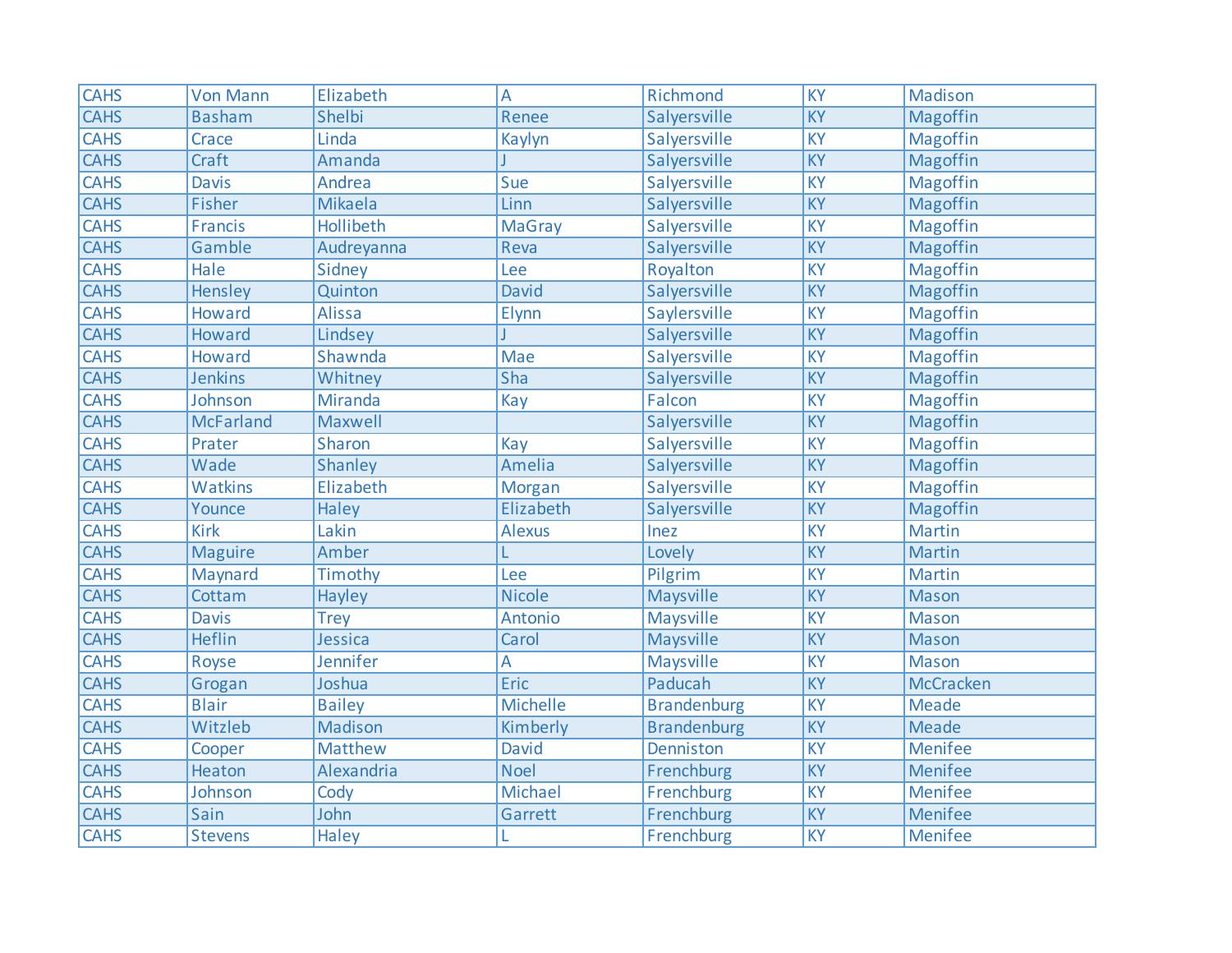| CAHS | Von Mann | Elizabeth | A | Richmond | KY | Madison |
|---|---|---|---|---|---|---|
| CAHS | Basham | Shelbi | Renee | Salyersville | KY | Magoffin |
| CAHS | Crace | Linda | Kaylyn | Salyersville | KY | Magoffin |
| CAHS | Craft | Amanda | J | Salyersville | KY | Magoffin |
| CAHS | Davis | Andrea | Sue | Salyersville | KY | Magoffin |
| CAHS | Fisher | Mikaela | Linn | Salyersville | KY | Magoffin |
| CAHS | Francis | Hollibeth | MaGray | Salyersville | KY | Magoffin |
| CAHS | Gamble | Audreyanna | Reva | Salyersville | KY | Magoffin |
| CAHS | Hale | Sidney | Lee | Royalton | KY | Magoffin |
| CAHS | Hensley | Quinton | David | Salyersville | KY | Magoffin |
| CAHS | Howard | Alissa | Elynn | Saylersville | KY | Magoffin |
| CAHS | Howard | Lindsey | J | Salyersville | KY | Magoffin |
| CAHS | Howard | Shawnda | Mae | Salyersville | KY | Magoffin |
| CAHS | Jenkins | Whitney | Sha | Salyersville | KY | Magoffin |
| CAHS | Johnson | Miranda | Kay | Falcon | KY | Magoffin |
| CAHS | McFarland | Maxwell | | Salyersville | KY | Magoffin |
| CAHS | Prater | Sharon | Kay | Salyersville | KY | Magoffin |
| CAHS | Wade | Shanley | Amelia | Salyersville | KY | Magoffin |
| CAHS | Watkins | Elizabeth | Morgan | Salyersville | KY | Magoffin |
| CAHS | Younce | Haley | Elizabeth | Salyersville | KY | Magoffin |
| CAHS | Kirk | Lakin | Alexus | Inez | KY | Martin |
| CAHS | Maguire | Amber | L | Lovely | KY | Martin |
| CAHS | Maynard | Timothy | Lee | Pilgrim | KY | Martin |
| CAHS | Cottam | Hayley | Nicole | Maysville | KY | Mason |
| CAHS | Davis | Trey | Antonio | Maysville | KY | Mason |
| CAHS | Heflin | Jessica | Carol | Maysville | KY | Mason |
| CAHS | Royse | Jennifer | A | Maysville | KY | Mason |
| CAHS | Grogan | Joshua | Eric | Paducah | KY | McCracken |
| CAHS | Blair | Bailey | Michelle | Brandenburg | KY | Meade |
| CAHS | Witzleb | Madison | Kimberly | Brandenburg | KY | Meade |
| CAHS | Cooper | Matthew | David | Denniston | KY | Menifee |
| CAHS | Heaton | Alexandria | Noel | Frenchburg | KY | Menifee |
| CAHS | Johnson | Cody | Michael | Frenchburg | KY | Menifee |
| CAHS | Sain | John | Garrett | Frenchburg | KY | Menifee |
| CAHS | Stevens | Haley | L | Frenchburg | KY | Menifee |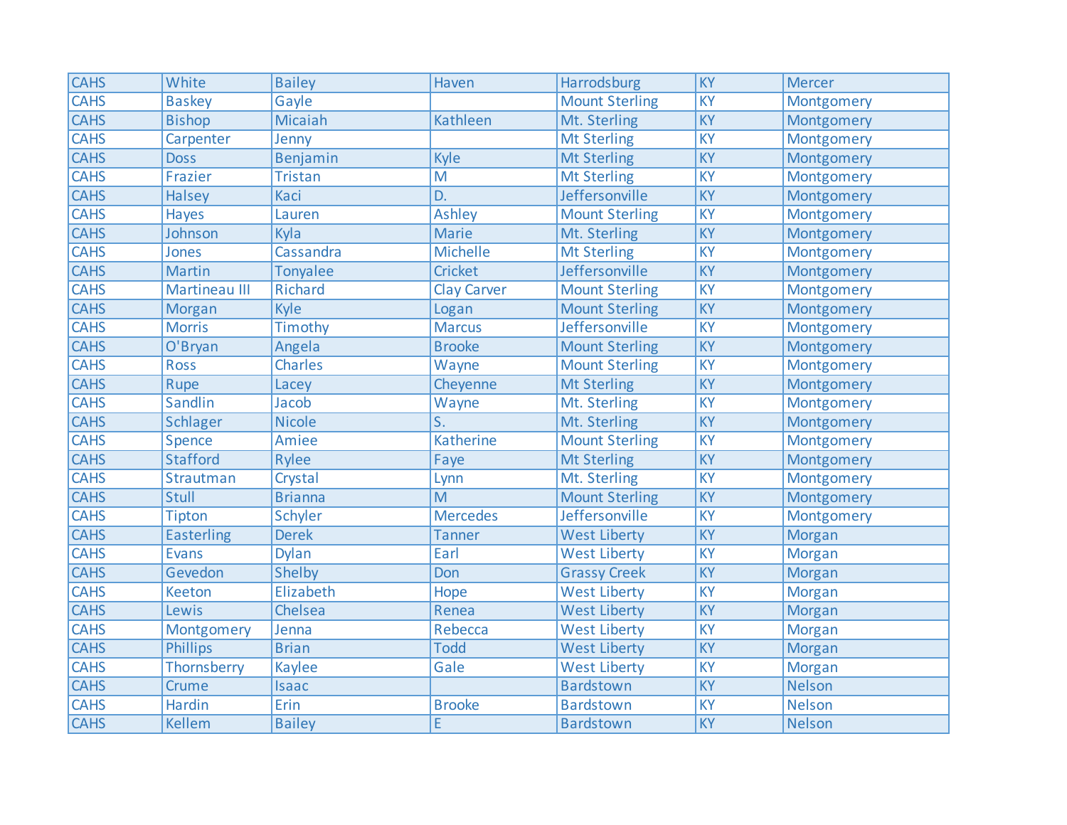| CAHS | White | Bailey | Haven | Harrodsburg | KY | Mercer |
|---|---|---|---|---|---|---|
| CAHS | Baskey | Gayle | | Mount Sterling | KY | Montgomery |
| CAHS | Bishop | Micaiah | Kathleen | Mt. Sterling | KY | Montgomery |
| CAHS | Carpenter | Jenny | | Mt Sterling | KY | Montgomery |
| CAHS | Doss | Benjamin | Kyle | Mt Sterling | KY | Montgomery |
| CAHS | Frazier | Tristan | M | Mt Sterling | KY | Montgomery |
| CAHS | Halsey | Kaci | D. | Jeffersonville | KY | Montgomery |
| CAHS | Hayes | Lauren | Ashley | Mount Sterling | KY | Montgomery |
| CAHS | Johnson | Kyla | Marie | Mt. Sterling | KY | Montgomery |
| CAHS | Jones | Cassandra | Michelle | Mt Sterling | KY | Montgomery |
| CAHS | Martin | Tonyalee | Cricket | Jeffersonville | KY | Montgomery |
| CAHS | Martineau III | Richard | Clay Carver | Mount Sterling | KY | Montgomery |
| CAHS | Morgan | Kyle | Logan | Mount Sterling | KY | Montgomery |
| CAHS | Morris | Timothy | Marcus | Jeffersonville | KY | Montgomery |
| CAHS | O'Bryan | Angela | Brooke | Mount Sterling | KY | Montgomery |
| CAHS | Ross | Charles | Wayne | Mount Sterling | KY | Montgomery |
| CAHS | Rupe | Lacey | Cheyenne | Mt Sterling | KY | Montgomery |
| CAHS | Sandlin | Jacob | Wayne | Mt. Sterling | KY | Montgomery |
| CAHS | Schlager | Nicole | S. | Mt. Sterling | KY | Montgomery |
| CAHS | Spence | Amiee | Katherine | Mount Sterling | KY | Montgomery |
| CAHS | Stafford | Rylee | Faye | Mt Sterling | KY | Montgomery |
| CAHS | Strautman | Crystal | Lynn | Mt. Sterling | KY | Montgomery |
| CAHS | Stull | Brianna | M | Mount Sterling | KY | Montgomery |
| CAHS | Tipton | Schyler | Mercedes | Jeffersonville | KY | Montgomery |
| CAHS | Easterling | Derek | Tanner | West Liberty | KY | Morgan |
| CAHS | Evans | Dylan | Earl | West Liberty | KY | Morgan |
| CAHS | Gevedon | Shelby | Don | Grassy Creek | KY | Morgan |
| CAHS | Keeton | Elizabeth | Hope | West Liberty | KY | Morgan |
| CAHS | Lewis | Chelsea | Renea | West Liberty | KY | Morgan |
| CAHS | Montgomery | Jenna | Rebecca | West Liberty | KY | Morgan |
| CAHS | Phillips | Brian | Todd | West Liberty | KY | Morgan |
| CAHS | Thornsberry | Kaylee | Gale | West Liberty | KY | Morgan |
| CAHS | Crume | Isaac | | Bardstown | KY | Nelson |
| CAHS | Hardin | Erin | Brooke | Bardstown | KY | Nelson |
| CAHS | Kellem | Bailey | E | Bardstown | KY | Nelson |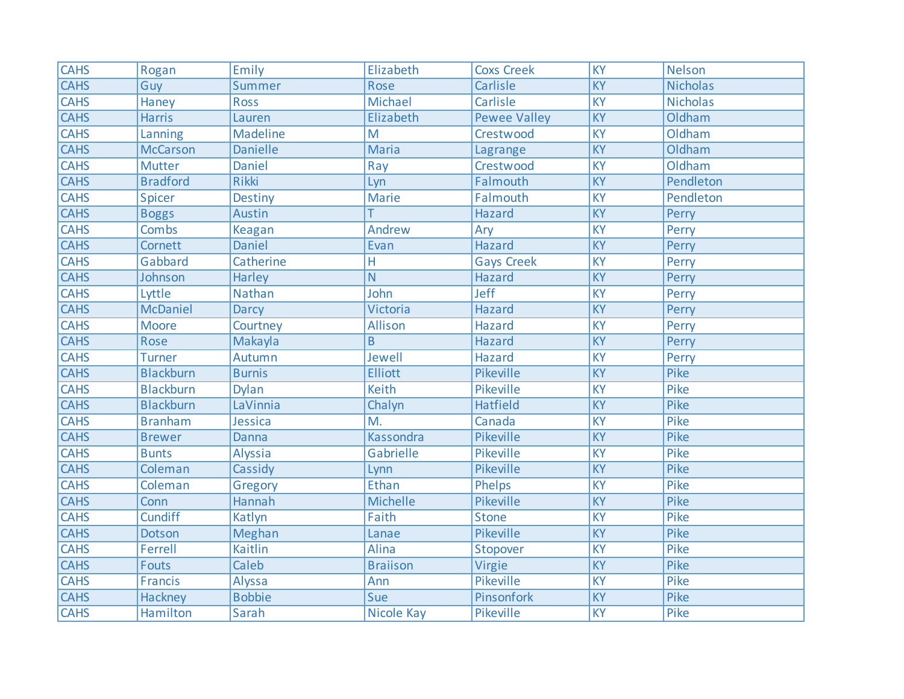| | | | | | | |
|---|---|---|---|---|---|---|
| CAHS | Rogan | Emily | Elizabeth | Coxs Creek | KY | Nelson |
| CAHS | Guy | Summer | Rose | Carlisle | KY | Nicholas |
| CAHS | Haney | Ross | Michael | Carlisle | KY | Nicholas |
| CAHS | Harris | Lauren | Elizabeth | Pewee Valley | KY | Oldham |
| CAHS | Lanning | Madeline | M | Crestwood | KY | Oldham |
| CAHS | McCarson | Danielle | Maria | Lagrange | KY | Oldham |
| CAHS | Mutter | Daniel | Ray | Crestwood | KY | Oldham |
| CAHS | Bradford | Rikki | Lyn | Falmouth | KY | Pendleton |
| CAHS | Spicer | Destiny | Marie | Falmouth | KY | Pendleton |
| CAHS | Boggs | Austin | T | Hazard | KY | Perry |
| CAHS | Combs | Keagan | Andrew | Ary | KY | Perry |
| CAHS | Cornett | Daniel | Evan | Hazard | KY | Perry |
| CAHS | Gabbard | Catherine | H | Gays Creek | KY | Perry |
| CAHS | Johnson | Harley | N | Hazard | KY | Perry |
| CAHS | Lyttle | Nathan | John | Jeff | KY | Perry |
| CAHS | McDaniel | Darcy | Victoria | Hazard | KY | Perry |
| CAHS | Moore | Courtney | Allison | Hazard | KY | Perry |
| CAHS | Rose | Makayla | B | Hazard | KY | Perry |
| CAHS | Turner | Autumn | Jewell | Hazard | KY | Perry |
| CAHS | Blackburn | Burnis | Elliott | Pikeville | KY | Pike |
| CAHS | Blackburn | Dylan | Keith | Pikeville | KY | Pike |
| CAHS | Blackburn | LaVinnia | Chalyn | Hatfield | KY | Pike |
| CAHS | Branham | Jessica | M. | Canada | KY | Pike |
| CAHS | Brewer | Danna | Kassondra | Pikeville | KY | Pike |
| CAHS | Bunts | Alyssia | Gabrielle | Pikeville | KY | Pike |
| CAHS | Coleman | Cassidy | Lynn | Pikeville | KY | Pike |
| CAHS | Coleman | Gregory | Ethan | Phelps | KY | Pike |
| CAHS | Conn | Hannah | Michelle | Pikeville | KY | Pike |
| CAHS | Cundiff | Katlyn | Faith | Stone | KY | Pike |
| CAHS | Dotson | Meghan | Lanae | Pikeville | KY | Pike |
| CAHS | Ferrell | Kaitlin | Alina | Stopover | KY | Pike |
| CAHS | Fouts | Caleb | Braiison | Virgie | KY | Pike |
| CAHS | Francis | Alyssa | Ann | Pikeville | KY | Pike |
| CAHS | Hackney | Bobbie | Sue | Pinsonfork | KY | Pike |
| CAHS | Hamilton | Sarah | Nicole Kay | Pikeville | KY | Pike |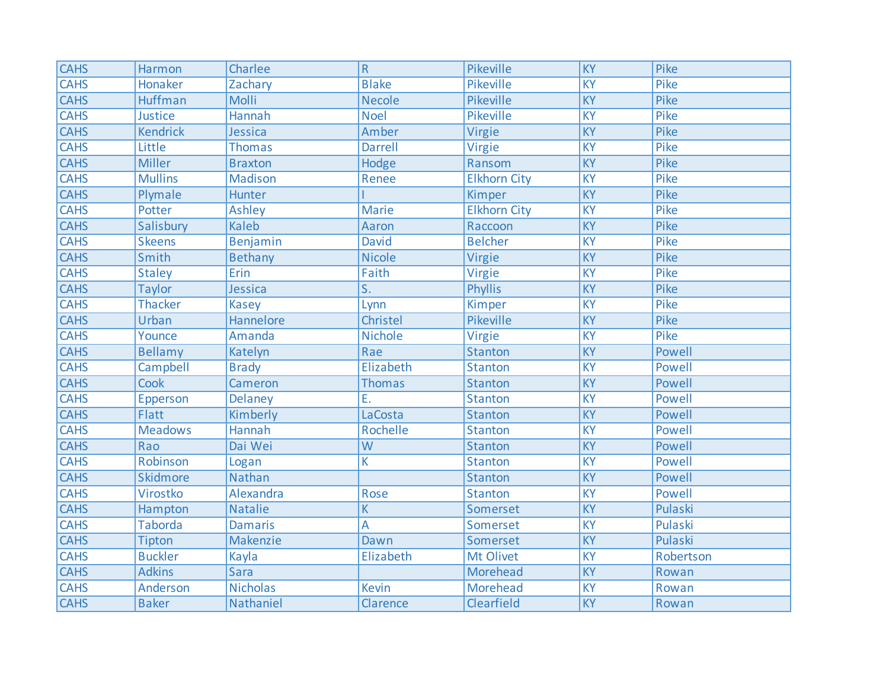| | | | | | | |
|---|---|---|---|---|---|---|
| CAHS | Harmon | Charlee | R | Pikeville | KY | Pike |
| CAHS | Honaker | Zachary | Blake | Pikeville | KY | Pike |
| CAHS | Huffman | Molli | Necole | Pikeville | KY | Pike |
| CAHS | Justice | Hannah | Noel | Pikeville | KY | Pike |
| CAHS | Kendrick | Jessica | Amber | Virgie | KY | Pike |
| CAHS | Little | Thomas | Darrell | Virgie | KY | Pike |
| CAHS | Miller | Braxton | Hodge | Ransom | KY | Pike |
| CAHS | Mullins | Madison | Renee | Elkhorn City | KY | Pike |
| CAHS | Plymale | Hunter | I | Kimper | KY | Pike |
| CAHS | Potter | Ashley | Marie | Elkhorn City | KY | Pike |
| CAHS | Salisbury | Kaleb | Aaron | Raccoon | KY | Pike |
| CAHS | Skeens | Benjamin | David | Belcher | KY | Pike |
| CAHS | Smith | Bethany | Nicole | Virgie | KY | Pike |
| CAHS | Staley | Erin | Faith | Virgie | KY | Pike |
| CAHS | Taylor | Jessica | S. | Phyllis | KY | Pike |
| CAHS | Thacker | Kasey | Lynn | Kimper | KY | Pike |
| CAHS | Urban | Hannelore | Christel | Pikeville | KY | Pike |
| CAHS | Younce | Amanda | Nichole | Virgie | KY | Pike |
| CAHS | Bellamy | Katelyn | Rae | Stanton | KY | Powell |
| CAHS | Campbell | Brady | Elizabeth | Stanton | KY | Powell |
| CAHS | Cook | Cameron | Thomas | Stanton | KY | Powell |
| CAHS | Epperson | Delaney | E. | Stanton | KY | Powell |
| CAHS | Flatt | Kimberly | LaCosta | Stanton | KY | Powell |
| CAHS | Meadows | Hannah | Rochelle | Stanton | KY | Powell |
| CAHS | Rao | Dai Wei | W | Stanton | KY | Powell |
| CAHS | Robinson | Logan | K | Stanton | KY | Powell |
| CAHS | Skidmore | Nathan | | Stanton | KY | Powell |
| CAHS | Virostko | Alexandra | Rose | Stanton | KY | Powell |
| CAHS | Hampton | Natalie | K | Somerset | KY | Pulaski |
| CAHS | Taborda | Damaris | A | Somerset | KY | Pulaski |
| CAHS | Tipton | Makenzie | Dawn | Somerset | KY | Pulaski |
| CAHS | Buckler | Kayla | Elizabeth | Mt Olivet | KY | Robertson |
| CAHS | Adkins | Sara | | Morehead | KY | Rowan |
| CAHS | Anderson | Nicholas | Kevin | Morehead | KY | Rowan |
| CAHS | Baker | Nathaniel | Clarence | Clearfield | KY | Rowan |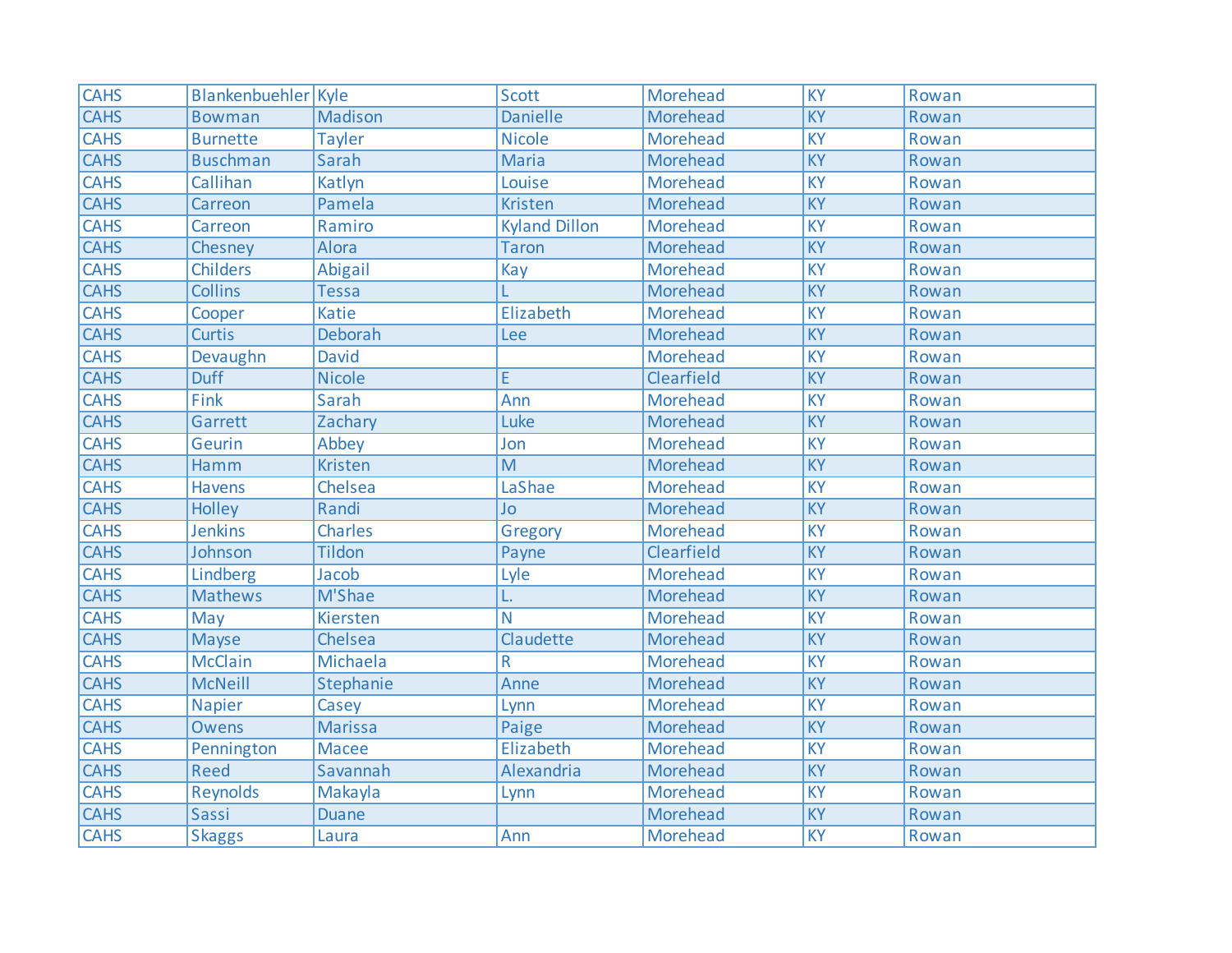| | | | | | | |
|---|---|---|---|---|---|---|
| CAHS | Blankenbuehler | Kyle | Scott | Morehead | KY | Rowan |
| CAHS | Bowman | Madison | Danielle | Morehead | KY | Rowan |
| CAHS | Burnette | Tayler | Nicole | Morehead | KY | Rowan |
| CAHS | Buschman | Sarah | Maria | Morehead | KY | Rowan |
| CAHS | Callihan | Katlyn | Louise | Morehead | KY | Rowan |
| CAHS | Carreon | Pamela | Kristen | Morehead | KY | Rowan |
| CAHS | Carreon | Ramiro | Kyland Dillon | Morehead | KY | Rowan |
| CAHS | Chesney | Alora | Taron | Morehead | KY | Rowan |
| CAHS | Childers | Abigail | Kay | Morehead | KY | Rowan |
| CAHS | Collins | Tessa | L | Morehead | KY | Rowan |
| CAHS | Cooper | Katie | Elizabeth | Morehead | KY | Rowan |
| CAHS | Curtis | Deborah | Lee | Morehead | KY | Rowan |
| CAHS | Devaughn | David | | Morehead | KY | Rowan |
| CAHS | Duff | Nicole | E | Clearfield | KY | Rowan |
| CAHS | Fink | Sarah | Ann | Morehead | KY | Rowan |
| CAHS | Garrett | Zachary | Luke | Morehead | KY | Rowan |
| CAHS | Geurin | Abbey | Jon | Morehead | KY | Rowan |
| CAHS | Hamm | Kristen | M | Morehead | KY | Rowan |
| CAHS | Havens | Chelsea | LaShae | Morehead | KY | Rowan |
| CAHS | Holley | Randi | Jo | Morehead | KY | Rowan |
| CAHS | Jenkins | Charles | Gregory | Morehead | KY | Rowan |
| CAHS | Johnson | Tildon | Payne | Clearfield | KY | Rowan |
| CAHS | Lindberg | Jacob | Lyle | Morehead | KY | Rowan |
| CAHS | Mathews | M'Shae | L. | Morehead | KY | Rowan |
| CAHS | May | Kiersten | N | Morehead | KY | Rowan |
| CAHS | Mayse | Chelsea | Claudette | Morehead | KY | Rowan |
| CAHS | McClain | Michaela | R | Morehead | KY | Rowan |
| CAHS | McNeill | Stephanie | Anne | Morehead | KY | Rowan |
| CAHS | Napier | Casey | Lynn | Morehead | KY | Rowan |
| CAHS | Owens | Marissa | Paige | Morehead | KY | Rowan |
| CAHS | Pennington | Macee | Elizabeth | Morehead | KY | Rowan |
| CAHS | Reed | Savannah | Alexandria | Morehead | KY | Rowan |
| CAHS | Reynolds | Makayla | Lynn | Morehead | KY | Rowan |
| CAHS | Sassi | Duane | | Morehead | KY | Rowan |
| CAHS | Skaggs | Laura | Ann | Morehead | KY | Rowan |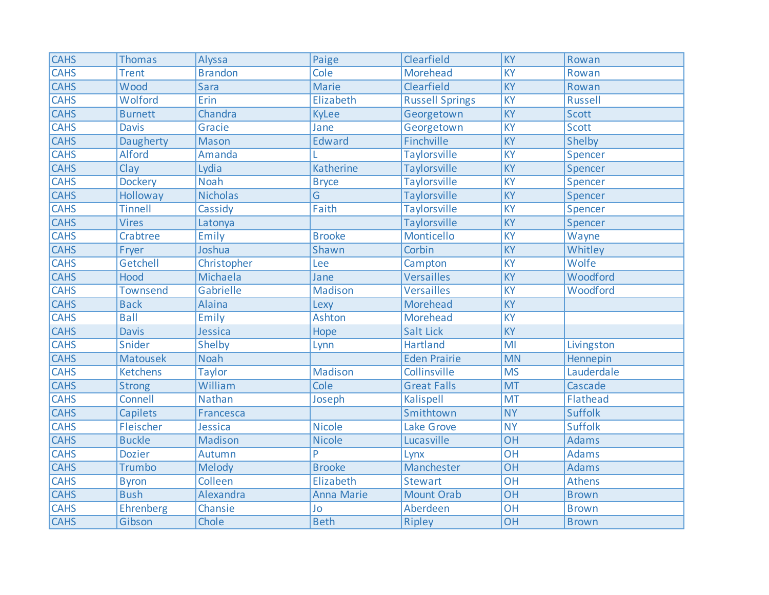| CAHS | Thomas | Alyssa | Paige | Clearfield | KY | Rowan |
|---|---|---|---|---|---|---|
| CAHS | Trent | Brandon | Cole | Morehead | KY | Rowan |
| CAHS | Wood | Sara | Marie | Clearfield | KY | Rowan |
| CAHS | Wolford | Erin | Elizabeth | Russell Springs | KY | Russell |
| CAHS | Burnett | Chandra | KyLee | Georgetown | KY | Scott |
| CAHS | Davis | Gracie | Jane | Georgetown | KY | Scott |
| CAHS | Daugherty | Mason | Edward | Finchville | KY | Shelby |
| CAHS | Alford | Amanda | L | Taylorsville | KY | Spencer |
| CAHS | Clay | Lydia | Katherine | Taylorsville | KY | Spencer |
| CAHS | Dockery | Noah | Bryce | Taylorsville | KY | Spencer |
| CAHS | Holloway | Nicholas | G | Taylorsville | KY | Spencer |
| CAHS | Tinnell | Cassidy | Faith | Taylorsville | KY | Spencer |
| CAHS | Vires | Latonya | | Taylorsville | KY | Spencer |
| CAHS | Crabtree | Emily | Brooke | Monticello | KY | Wayne |
| CAHS | Fryer | Joshua | Shawn | Corbin | KY | Whitley |
| CAHS | Getchell | Christopher | Lee | Campton | KY | Wolfe |
| CAHS | Hood | Michaela | Jane | Versailles | KY | Woodford |
| CAHS | Townsend | Gabrielle | Madison | Versailles | KY | Woodford |
| CAHS | Back | Alaina | Lexy | Morehead | KY | |
| CAHS | Ball | Emily | Ashton | Morehead | KY | |
| CAHS | Davis | Jessica | Hope | Salt Lick | KY | |
| CAHS | Snider | Shelby | Lynn | Hartland | MI | Livingston |
| CAHS | Matousek | Noah | | Eden Prairie | MN | Hennepin |
| CAHS | Ketchens | Taylor | Madison | Collinsville | MS | Lauderdale |
| CAHS | Strong | William | Cole | Great Falls | MT | Cascade |
| CAHS | Connell | Nathan | Joseph | Kalispell | MT | Flathead |
| CAHS | Capilets | Francesca | | Smithtown | NY | Suffolk |
| CAHS | Fleischer | Jessica | Nicole | Lake Grove | NY | Suffolk |
| CAHS | Buckle | Madison | Nicole | Lucasville | OH | Adams |
| CAHS | Dozier | Autumn | P | Lynx | OH | Adams |
| CAHS | Trumbo | Melody | Brooke | Manchester | OH | Adams |
| CAHS | Byron | Colleen | Elizabeth | Stewart | OH | Athens |
| CAHS | Bush | Alexandra | Anna Marie | Mount Orab | OH | Brown |
| CAHS | Ehrenberg | Chansie | Jo | Aberdeen | OH | Brown |
| CAHS | Gibson | Chole | Beth | Ripley | OH | Brown |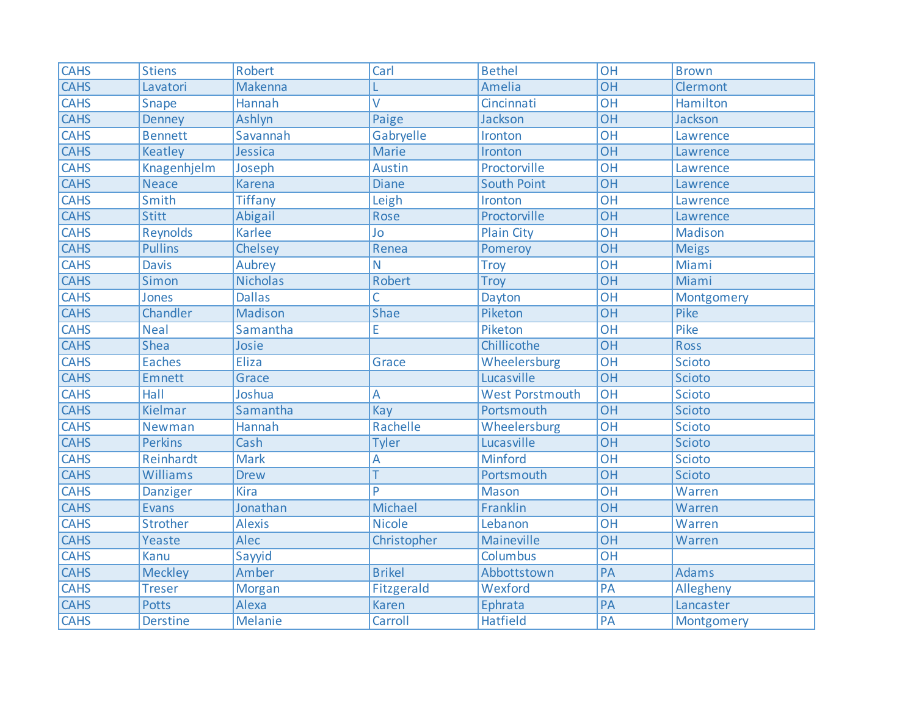| | | | | | | |
|---|---|---|---|---|---|---|
| CAHS | Stiens | Robert | Carl | Bethel | OH | Brown |
| CAHS | Lavatori | Makenna | L | Amelia | OH | Clermont |
| CAHS | Snape | Hannah | V | Cincinnati | OH | Hamilton |
| CAHS | Denney | Ashlyn | Paige | Jackson | OH | Jackson |
| CAHS | Bennett | Savannah | Gabryelle | Ironton | OH | Lawrence |
| CAHS | Keatley | Jessica | Marie | Ironton | OH | Lawrence |
| CAHS | Knagenhjelm | Joseph | Austin | Proctorville | OH | Lawrence |
| CAHS | Neace | Karena | Diane | South Point | OH | Lawrence |
| CAHS | Smith | Tiffany | Leigh | Ironton | OH | Lawrence |
| CAHS | Stitt | Abigail | Rose | Proctorville | OH | Lawrence |
| CAHS | Reynolds | Karlee | Jo | Plain City | OH | Madison |
| CAHS | Pullins | Chelsey | Renea | Pomeroy | OH | Meigs |
| CAHS | Davis | Aubrey | N | Troy | OH | Miami |
| CAHS | Simon | Nicholas | Robert | Troy | OH | Miami |
| CAHS | Jones | Dallas | C | Dayton | OH | Montgomery |
| CAHS | Chandler | Madison | Shae | Piketon | OH | Pike |
| CAHS | Neal | Samantha | E | Piketon | OH | Pike |
| CAHS | Shea | Josie | | Chillicothe | OH | Ross |
| CAHS | Eaches | Eliza | Grace | Wheelersburg | OH | Scioto |
| CAHS | Emnett | Grace | | Lucasville | OH | Scioto |
| CAHS | Hall | Joshua | A | West Porstmouth | OH | Scioto |
| CAHS | Kielmar | Samantha | Kay | Portsmouth | OH | Scioto |
| CAHS | Newman | Hannah | Rachelle | Wheelersburg | OH | Scioto |
| CAHS | Perkins | Cash | Tyler | Lucasville | OH | Scioto |
| CAHS | Reinhardt | Mark | A | Minford | OH | Scioto |
| CAHS | Williams | Drew | T | Portsmouth | OH | Scioto |
| CAHS | Danziger | Kira | P | Mason | OH | Warren |
| CAHS | Evans | Jonathan | Michael | Franklin | OH | Warren |
| CAHS | Strother | Alexis | Nicole | Lebanon | OH | Warren |
| CAHS | Yeaste | Alec | Christopher | Maineville | OH | Warren |
| CAHS | Kanu | Sayyid | | Columbus | OH | |
| CAHS | Meckley | Amber | Brikel | Abbottstown | PA | Adams |
| CAHS | Treser | Morgan | Fitzgerald | Wexford | PA | Allegheny |
| CAHS | Potts | Alexa | Karen | Ephrata | PA | Lancaster |
| CAHS | Derstine | Melanie | Carroll | Hatfield | PA | Montgomery |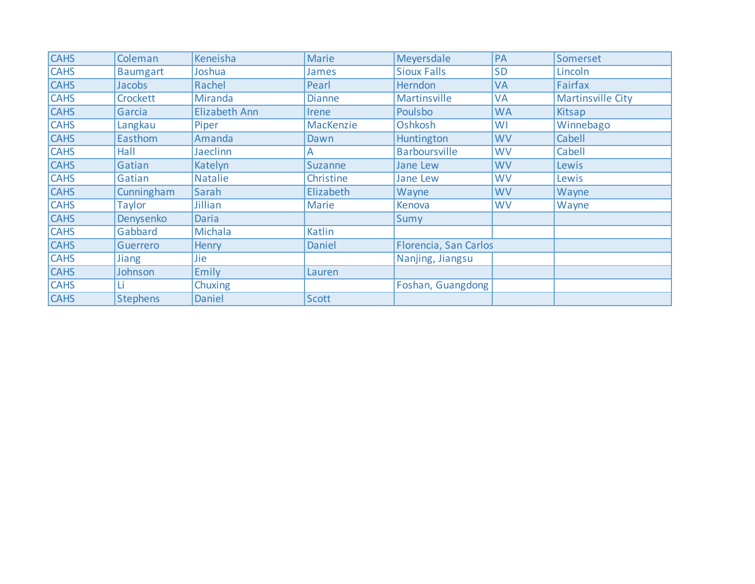| | | | | | | |
|---|---|---|---|---|---|---|
| CAHS | Coleman | Keneisha | Marie | Meyersdale | PA | Somerset |
| CAHS | Baumgart | Joshua | James | Sioux Falls | SD | Lincoln |
| CAHS | Jacobs | Rachel | Pearl | Herndon | VA | Fairfax |
| CAHS | Crockett | Miranda | Dianne | Martinsville | VA | Martinsville City |
| CAHS | Garcia | Elizabeth Ann | Irene | Poulsbo | WA | Kitsap |
| CAHS | Langkau | Piper | MacKenzie | Oshkosh | WI | Winnebago |
| CAHS | Easthom | Amanda | Dawn | Huntington | WV | Cabell |
| CAHS | Hall | Jaeclinn | A | Barboursville | WV | Cabell |
| CAHS | Gatian | Katelyn | Suzanne | Jane Lew | WV | Lewis |
| CAHS | Gatian | Natalie | Christine | Jane Lew | WV | Lewis |
| CAHS | Cunningham | Sarah | Elizabeth | Wayne | WV | Wayne |
| CAHS | Taylor | Jillian | Marie | Kenova | WV | Wayne |
| CAHS | Denysenko | Daria | | Sumy | | |
| CAHS | Gabbard | Michala | Katlin | | | |
| CAHS | Guerrero | Henry | Daniel | Florencia, San Carlos | | |
| CAHS | Jiang | Jie | | Nanjing, Jiangsu | | |
| CAHS | Johnson | Emily | Lauren | | | |
| CAHS | Li | Chuxing | | Foshan, Guangdong | | |
| CAHS | Stephens | Daniel | Scott | | | |